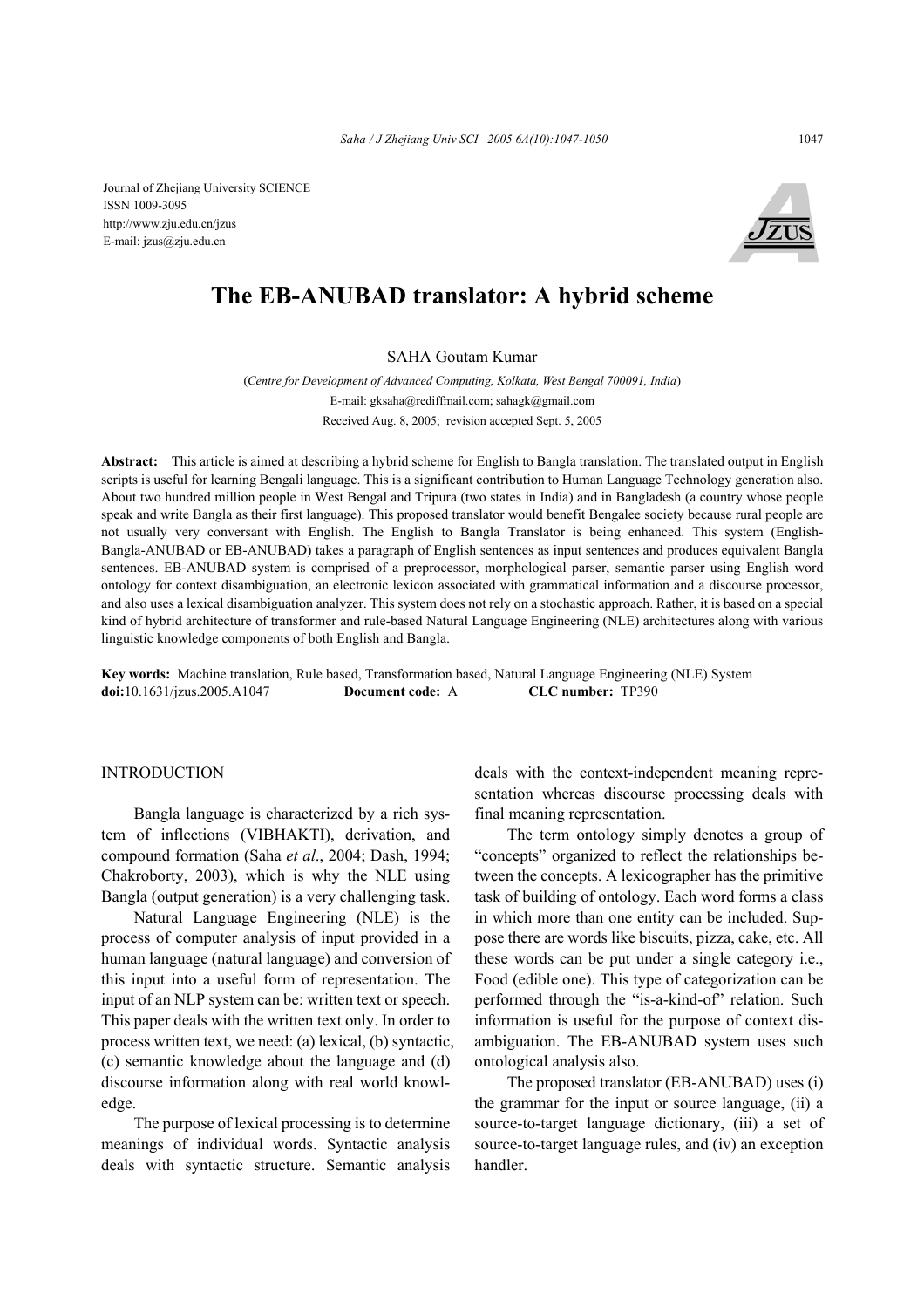Journal of Zhejiang University SCIENCE
ISSN 1009-3095
http://www.zju.edu.cn/jzus
E-mail: jzus@zju.edu.cn

# The EB-ANUBAD translator: A hybrid scheme

SAHA Goutam Kumar

(*Centre for Development of Advanced Computing, Kolkata, West Bengal 700091, India*)
E-mail: gksaha@rediffmail.com; sahagk@gmail.com
Received Aug. 8, 2005; revision accepted Sept. 5, 2005

**Abstract:** This article is aimed at describing a hybrid scheme for English to Bangla translation. The translated output in English scripts is useful for learning Bengali language. This is a significant contribution to Human Language Technology generation also. About two hundred million people in West Bengal and Tripura (two states in India) and in Bangladesh (a country whose people speak and write Bangla as their first language). This proposed translator would benefit Bengalee society because rural people are not usually very conversant with English. The English to Bangla Translator is being enhanced. This system (English-Bangla-ANUBAD or EB-ANUBAD) takes a paragraph of English sentences as input sentences and produces equivalent Bangla sentences. EB-ANUBAD system is comprised of a preprocessor, morphological parser, semantic parser using English word ontology for context disambiguation, an electronic lexicon associated with grammatical information and a discourse processor, and also uses a lexical disambiguation analyzer. This system does not rely on a stochastic approach. Rather, it is based on a special kind of hybrid architecture of transformer and rule-based Natural Language Engineering (NLE) architectures along with various linguistic knowledge components of both English and Bangla.

**Key words:** Machine translation, Rule based, Transformation based, Natural Language Engineering (NLE) System
**doi:**10.1631/jzus.2005.A1047 **Document code:** A **CLC number:** TP390

## INTRODUCTION

Bangla language is characterized by a rich system of inflections (VIBHAKTI), derivation, and compound formation (Saha *et al*., 2004; Dash, 1994; Chakroborty, 2003), which is why the NLE using Bangla (output generation) is a very challenging task.

Natural Language Engineering (NLE) is the process of computer analysis of input provided in a human language (natural language) and conversion of this input into a useful form of representation. The input of an NLP system can be: written text or speech. This paper deals with the written text only. In order to process written text, we need: (a) lexical, (b) syntactic, (c) semantic knowledge about the language and (d) discourse information along with real world knowledge.

The purpose of lexical processing is to determine meanings of individual words. Syntactic analysis deals with syntactic structure. Semantic analysis deals with the context-independent meaning representation whereas discourse processing deals with final meaning representation.

The term ontology simply denotes a group of "concepts" organized to reflect the relationships between the concepts. A lexicographer has the primitive task of building of ontology. Each word forms a class in which more than one entity can be included. Suppose there are words like biscuits, pizza, cake, etc. All these words can be put under a single category i.e., Food (edible one). This type of categorization can be performed through the "is-a-kind-of" relation. Such information is useful for the purpose of context disambiguation. The EB-ANUBAD system uses such ontological analysis also.

The proposed translator (EB-ANUBAD) uses (i) the grammar for the input or source language, (ii) a source-to-target language dictionary, (iii) a set of source-to-target language rules, and (iv) an exception handler.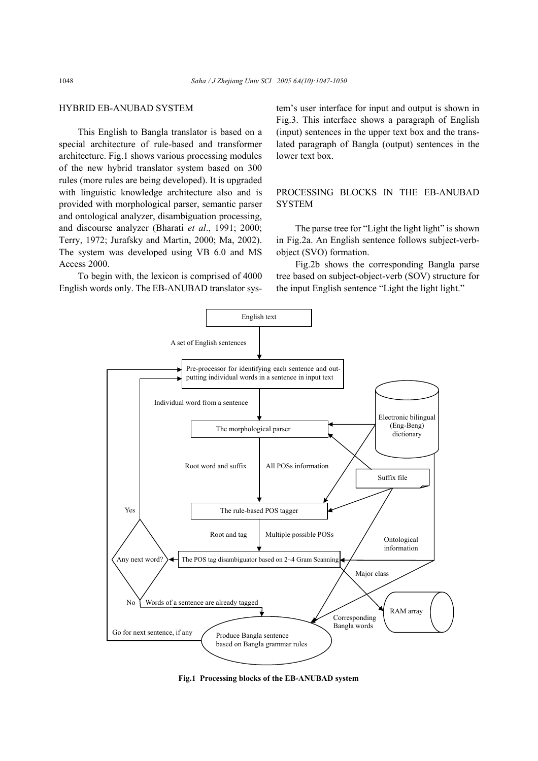## HYBRID EB-ANUBAD SYSTEM

This English to Bangla translator is based on a special architecture of rule-based and transformer architecture. Fig.1 shows various processing modules of the new hybrid translator system based on 300 rules (more rules are being developed). It is upgraded with linguistic knowledge architecture also and is provided with morphological parser, semantic parser and ontological analyzer, disambiguation processing, and discourse analyzer (Bharati *et al*., 1991; 2000; Terry, 1972; Jurafsky and Martin, 2000; Ma, 2002). The system was developed using VB 6.0 and MS Access 2000.

To begin with, the lexicon is comprised of 4000 English words only. The EB-ANUBAD translator system's user interface for input and output is shown in Fig.3. This interface shows a paragraph of English (input) sentences in the upper text box and the translated paragraph of Bangla (output) sentences in the lower text box.

## PROCESSING BLOCKS IN THE EB-ANUBAD SYSTEM

The parse tree for "Light the light light" is shown in Fig.2a. An English sentence follows subject-verb-object (SVO) formation.

Fig.2b shows the corresponding Bangla parse tree based on subject-object-verb (SOV) structure for the input English sentence "Light the light light."

English text

A set of English sentences

Pre-processor for identifying each sentence and outputting individual words in a sentence in input text

Individual word from a sentence

The morphological parser

Electronic bilingual (Eng-Beng) dictionary

Root word and suffix

All POSs information

Suffix file

Yes

The rule-based POS tagger

Root and tag

Multiple possible POSs

Ontological information

Any next word?

The POS tag disambiguator based on 2~4 Gram Scanning

Major class

No

Words of a sentence are already tagged

RAM array

Corresponding Bangla words

Go for next sentence, if any

Produce Bangla sentence based on Bangla grammar rules

**Fig.1 Processing blocks of the EB-ANUBAD system**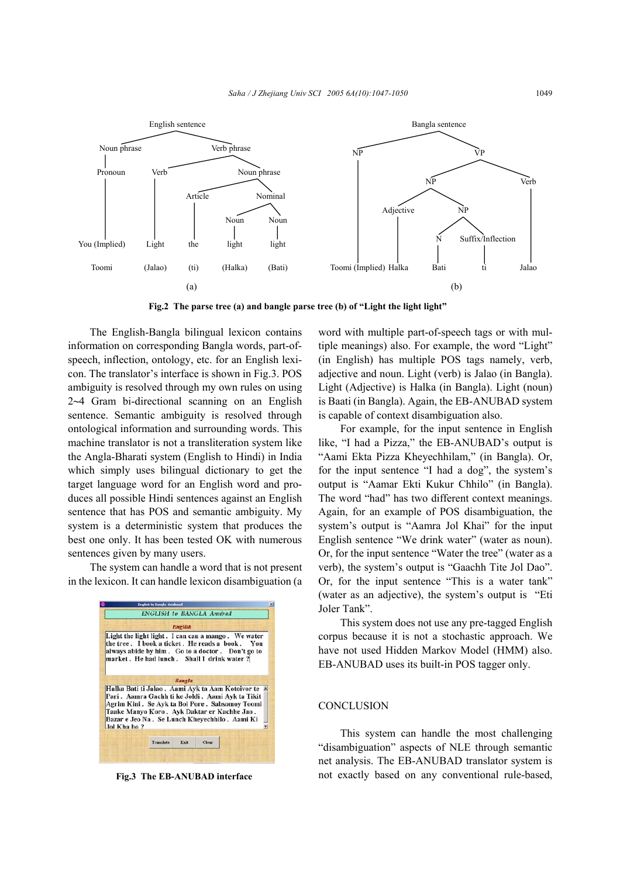English sentence

Noun phrase Verb phrase

Pronoun Verb Noun phrase

Article Nominal

Noun Noun

You (Implied) Light the light light

Toomi (Jalao) (ti) (Halka) (Bati)

(a)

Bangla sentence

NP VP

NP Verb

Adjective NP

N Suffix/Inflection

Toomi (Implied) Halka Bati ti Jalao

(b)

**Fig.2 The parse tree (a) and bangle parse tree (b) of "Light the light light"**

The English-Bangla bilingual lexicon contains information on corresponding Bangla words, part-of-speech, inflection, ontology, etc. for an English lexicon. The translator's interface is shown in Fig.3. POS ambiguity is resolved through my own rules on using 2~4 Gram bi-directional scanning on an English sentence. Semantic ambiguity is resolved through ontological information and surrounding words. This machine translator is not a transliteration system like the Angla-Bharati system (English to Hindi) in India which simply uses bilingual dictionary to get the target language word for an English word and produces all possible Hindi sentences against an English sentence that has POS and semantic ambiguity. My system is a deterministic system that produces the best one only. It has been tested OK with numerous sentences given by many users.

The system can handle a word that is not present in the lexicon. It can handle lexicon disambiguation (a word with multiple part-of-speech tags or with multiple meanings) also. For example, the word "Light" (in English) has multiple POS tags namely, verb, adjective and noun. Light (verb) is Jalao (in Bangla). Light (Adjective) is Halka (in Bangla). Light (noun) is Baati (in Bangla). Again, the EB-ANUBAD system is capable of context disambiguation also.

English to Bangla Anubad

ENGLISH to BANGLA Anubad

English

Light the light light . I can can a mango . We water the tree . I book a ticket . He reads a book . You always abide by him . Go to a doctor . Don't go to market . He had lunch . Shall I drink water ?

Bangla

Halka Bati ti Jalao . Aami Ayk ta Aam Kotoivor te Pari . Aamra Gachh ti ke Joldi . Aami Ayk ta Tikit Agrim Kini . Se Ayk ta Boi Pore . Sabsomoy Toomi Taake Manyo Koro . Ayk Daktar er Kachhe Jao . Bazar e Jeo Na . Se Lunch Kheyechhilo . Aami Ki Jol Kha bo ?

Translate Exit Clear

**Fig.3 The EB-ANUBAD interface**

For example, for the input sentence in English like, "I had a Pizza," the EB-ANUBAD's output is "Aami Ekta Pizza Kheyechhilam," (in Bangla). Or, for the input sentence "I had a dog", the system's output is "Aamar Ekti Kukur Chhilo" (in Bangla). The word "had" has two different context meanings. Again, for an example of POS disambiguation, the system's output is "Aamra Jol Khai" for the input English sentence "We drink water" (water as noun). Or, for the input sentence "Water the tree" (water as a verb), the system's output is "Gaachh Tite Jol Dao". Or, for the input sentence "This is a water tank" (water as an adjective), the system's output is "Eti Joler Tank".

This system does not use any pre-tagged English corpus because it is not a stochastic approach. We have not used Hidden Markov Model (HMM) also. EB-ANUBAD uses its built-in POS tagger only.

## CONCLUSION

This system can handle the most challenging "disambiguation" aspects of NLE through semantic net analysis. The EB-ANUBAD translator system is not exactly based on any conventional rule-based,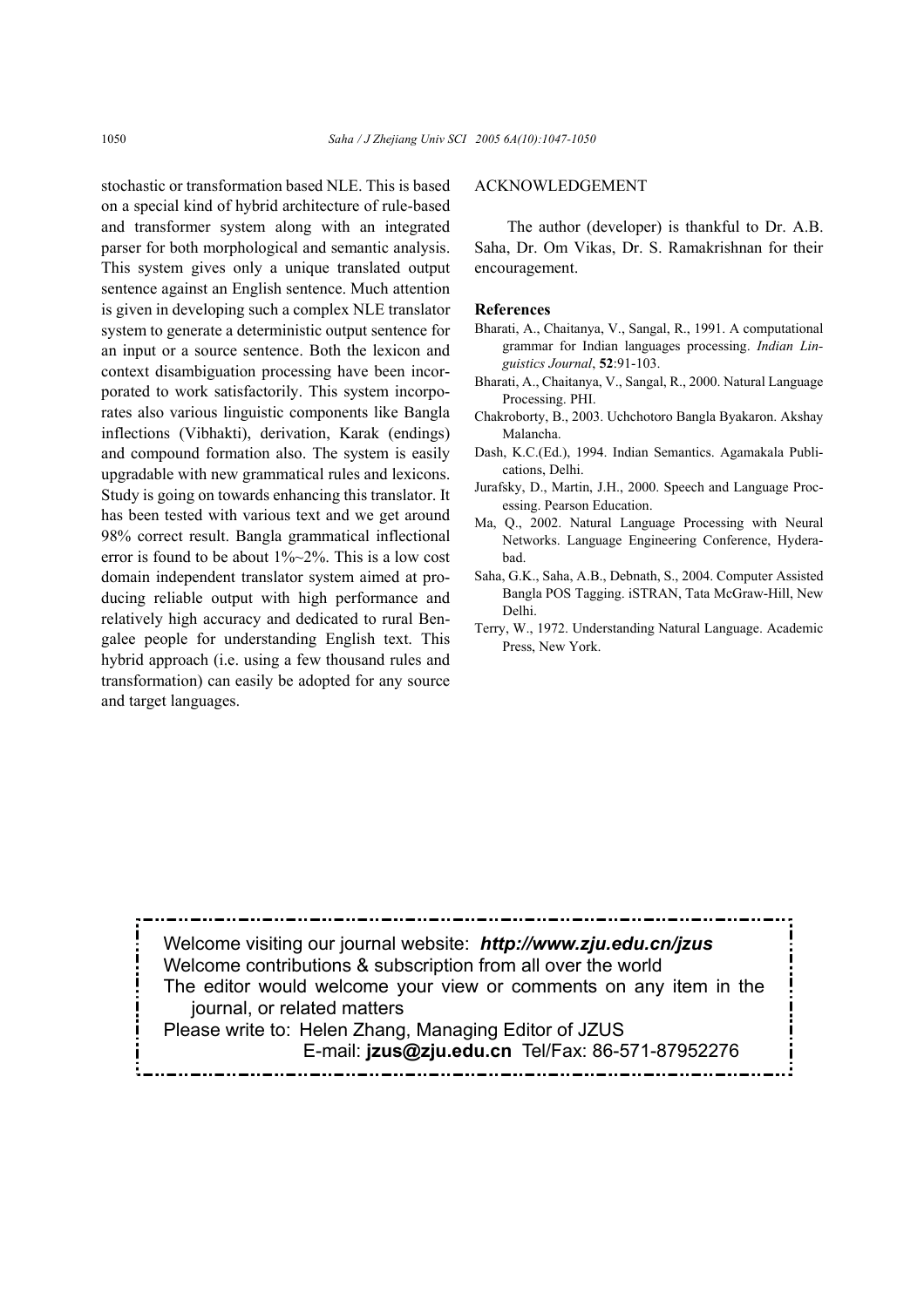stochastic or transformation based NLE. This is based on a special kind of hybrid architecture of rule-based and transformer system along with an integrated parser for both morphological and semantic analysis. This system gives only a unique translated output sentence against an English sentence. Much attention is given in developing such a complex NLE translator system to generate a deterministic output sentence for an input or a source sentence. Both the lexicon and context disambiguation processing have been incorporated to work satisfactorily. This system incorporates also various linguistic components like Bangla inflections (Vibhakti), derivation, Karak (endings) and compound formation also. The system is easily upgradable with new grammatical rules and lexicons. Study is going on towards enhancing this translator. It has been tested with various text and we get around 98% correct result. Bangla grammatical inflectional error is found to be about 1%~2%. This is a low cost domain independent translator system aimed at producing reliable output with high performance and relatively high accuracy and dedicated to rural Bengalee people for understanding English text. This hybrid approach (i.e. using a few thousand rules and transformation) can easily be adopted for any source and target languages.

## ACKNOWLEDGEMENT

The author (developer) is thankful to Dr. A.B. Saha, Dr. Om Vikas, Dr. S. Ramakrishnan for their encouragement.

## References

Bharati, A., Chaitanya, V., Sangal, R., 1991. A computational grammar for Indian languages processing. *Indian Linguistics Journal*, **52**:91-103.

Bharati, A., Chaitanya, V., Sangal, R., 2000. Natural Language Processing. PHI.

Chakroborty, B., 2003. Uchchotoro Bangla Byakaron. Akshay Malancha.

Dash, K.C.(Ed.), 1994. Indian Semantics. Agamakala Publications, Delhi.

Jurafsky, D., Martin, J.H., 2000. Speech and Language Processing. Pearson Education.

Ma, Q., 2002. Natural Language Processing with Neural Networks. Language Engineering Conference, Hyderabad.

Saha, G.K., Saha, A.B., Debnath, S., 2004. Computer Assisted Bangla POS Tagging. iSTRAN, Tata McGraw-Hill, New Delhi.

Terry, W., 1972. Understanding Natural Language. Academic Press, New York.

Welcome visiting our journal website: ***http://www.zju.edu.cn/jzus***
Welcome contributions & subscription from all over the world
The editor would welcome your view or comments on any item in the journal, or related matters
Please write to: Helen Zhang, Managing Editor of JZUS
E-mail: **jzus@zju.edu.cn** Tel/Fax: 86-571-87952276